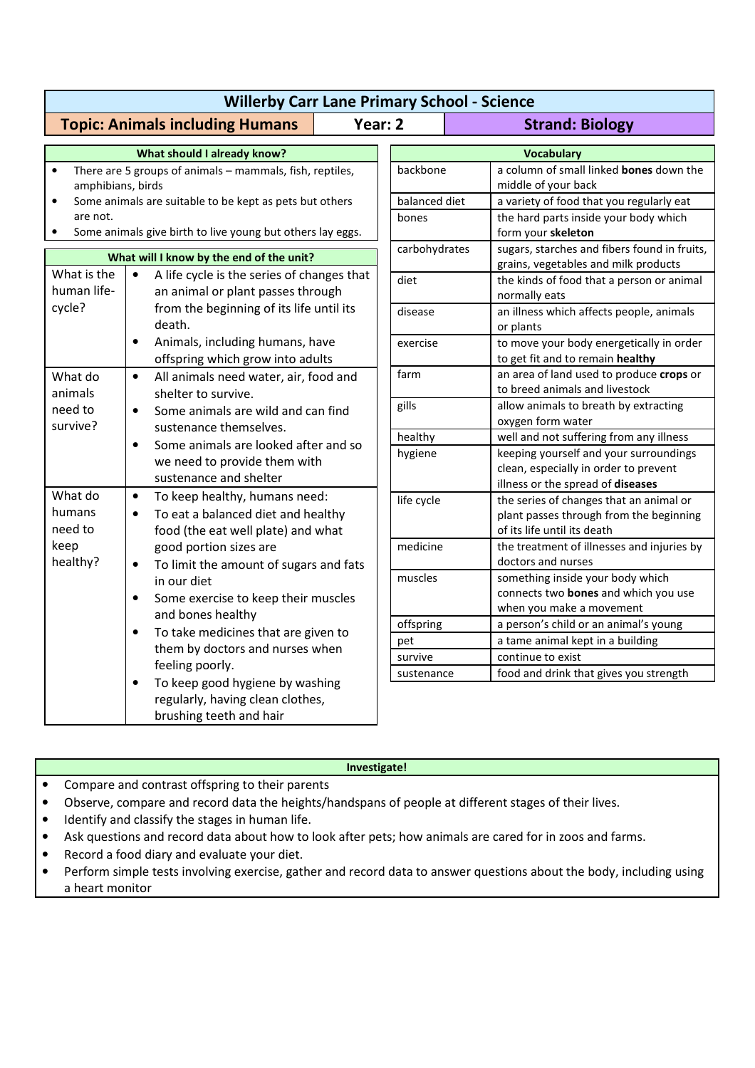# Willerby Carr Lane Primary School - Science

| Topic: Animals including Humans | Year: 2 | Strand: Biology |
|---|---|---|

## What should I already know?

- There are 5 groups of animals – mammals, fish, reptiles, amphibians, birds
- Some animals are suitable to be kept as pets but others are not.
- Some animals give birth to live young but others lay eggs.

## What will I know by the end of the unit?

| Question | Answer |
|---|---|
| What is the human life-cycle? | • A life cycle is the series of changes that an animal or plant passes through from the beginning of its life until its death.<br>• Animals, including humans, have offspring which grow into adults |
| What do animals need to survive? | • All animals need water, air, food and shelter to survive.<br>• Some animals are wild and can find sustenance themselves.<br>• Some animals are looked after and so we need to provide them with sustenance and shelter |
| What do humans need to keep healthy? | • To keep healthy, humans need:<br>• To eat a balanced diet and healthy food (the eat well plate) and what good portion sizes are<br>• To limit the amount of sugars and fats in our diet<br>• Some exercise to keep their muscles and bones healthy<br>• To take medicines that are given to them by doctors and nurses when feeling poorly.<br>• To keep good hygiene by washing regularly, having clean clothes, brushing teeth and hair |

## Vocabulary

| Word | Meaning |
|---|---|
| backbone | a column of small linked **bones** down the middle of your back |
| balanced diet | a variety of food that you regularly eat |
| bones | the hard parts inside your body which form your **skeleton** |
| carbohydrates | sugars, starches and fibers found in fruits, grains, vegetables and milk products |
| diet | the kinds of food that a person or animal normally eats |
| disease | an illness which affects people, animals or plants |
| exercise | to move your body energetically in order to get fit and to remain **healthy** |
| farm | an area of land used to produce **crops** or to breed animals and livestock |
| gills | allow animals to breath by extracting oxygen form water |
| healthy | well and not suffering from any illness |
| hygiene | keeping yourself and your surroundings clean, especially in order to prevent illness or the spread of **diseases** |
| life cycle | the series of changes that an animal or plant passes through from the beginning of its life until its death |
| medicine | the treatment of illnesses and injuries by doctors and nurses |
| muscles | something inside your body which connects two **bones** and which you use when you make a movement |
| offspring | a person's child or an animal's young |
| pet | a tame animal kept in a building |
| survive | continue to exist |
| sustenance | food and drink that gives you strength |

## Investigate!

- Compare and contrast offspring to their parents
- Observe, compare and record data the heights/handspans of people at different stages of their lives.
- Identify and classify the stages in human life.
- Ask questions and record data about how to look after pets; how animals are cared for in zoos and farms.
- Record a food diary and evaluate your diet.
- Perform simple tests involving exercise, gather and record data to answer questions about the body, including using a heart monitor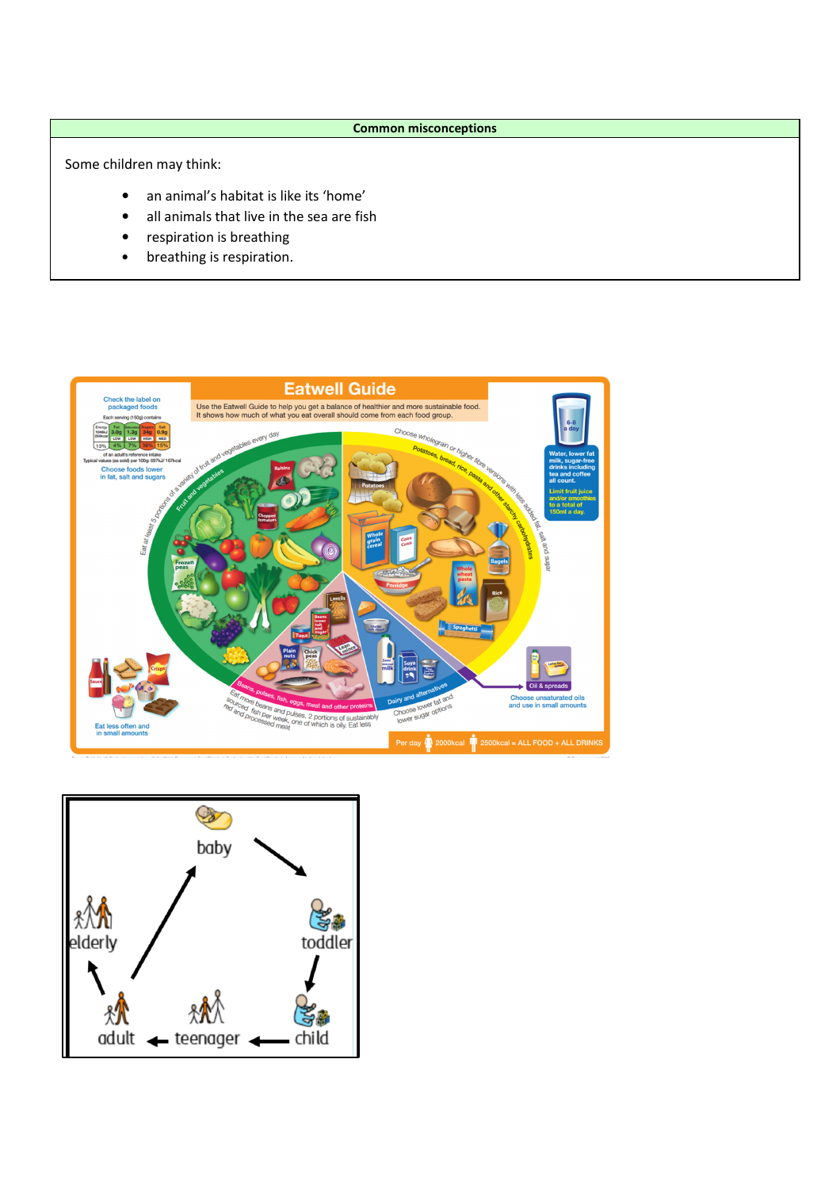| Common misconceptions |
| --- |
| Some children may think:<br><br>• an animal's habitat is like its 'home'<br>• all animals that live in the sea are fish<br>• respiration is breathing<br>• breathing is respiration. |

Eatwell Guide

Use the Eatwell Guide to help you get a balance of healthier and more sustainable food. It shows how much of what you eat overall should come from each food group.

Check the label on packaged foods

Choose foods lower in fat, salt and sugars

Eat at least 5 portions of a variety of fruit and vegetables every day

Fruit and vegetables

Choose wholegrain or higher fibre versions with less added fat, salt and sugar

Potatoes, bread, rice, pasta and other starchy carbohydrates

Beans, pulses, fish, eggs, meat and other proteins

Eat more beans and pulses, 2 portions of sustainably sourced fish per week, one of which is oily. Eat less red and processed meat

Dairy and alternatives

Choose lower fat and lower sugar options

6-8 a day

Water, lower fat milk, sugar-free drinks including tea and coffee all count.

Limit fruit juice and/or smoothies to a total of 150ml a day.

Oil & spreads

Choose unsaturated oils and use in small amounts

Eat less often and in small amounts

Per day 2000kcal 2500kcal = ALL FOOD + ALL DRINKS

baby

toddler

child

teenager

adult

elderly